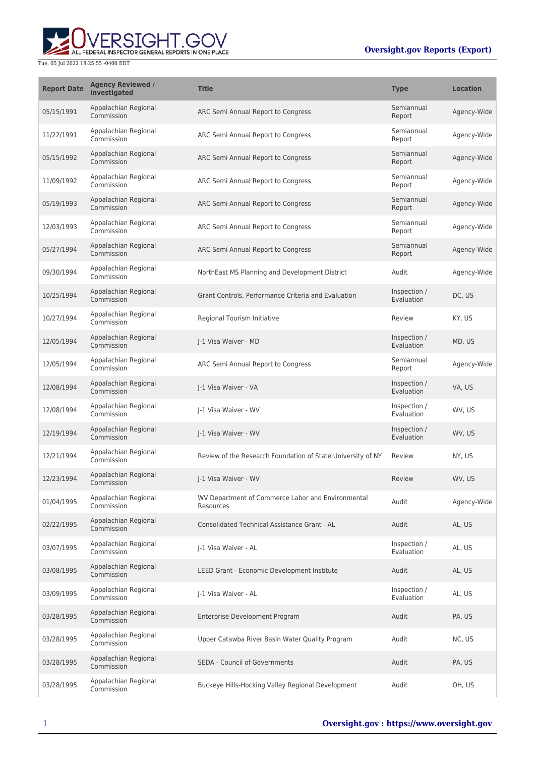# Oversight.gov Reports (Export)

Tue, 05 Jul 2022 18:25:55 -0400 EDT

| Report Date | Agency Reviewed / Investigated | Title | Type | Location |
| --- | --- | --- | --- | --- |
| 05/15/1991 | Appalachian Regional Commission | ARC Semi Annual Report to Congress | Semiannual Report | Agency-Wide |
| 11/22/1991 | Appalachian Regional Commission | ARC Semi Annual Report to Congress | Semiannual Report | Agency-Wide |
| 05/15/1992 | Appalachian Regional Commission | ARC Semi Annual Report to Congress | Semiannual Report | Agency-Wide |
| 11/09/1992 | Appalachian Regional Commission | ARC Semi Annual Report to Congress | Semiannual Report | Agency-Wide |
| 05/19/1993 | Appalachian Regional Commission | ARC Semi Annual Report to Congress | Semiannual Report | Agency-Wide |
| 12/03/1993 | Appalachian Regional Commission | ARC Semi Annual Report to Congress | Semiannual Report | Agency-Wide |
| 05/27/1994 | Appalachian Regional Commission | ARC Semi Annual Report to Congress | Semiannual Report | Agency-Wide |
| 09/30/1994 | Appalachian Regional Commission | NorthEast MS Planning and Development District | Audit | Agency-Wide |
| 10/25/1994 | Appalachian Regional Commission | Grant Controls, Performance Criteria and Evaluation | Inspection / Evaluation | DC, US |
| 10/27/1994 | Appalachian Regional Commission | Regional Tourism Initiative | Review | KY, US |
| 12/05/1994 | Appalachian Regional Commission | J-1 Visa Waiver - MD | Inspection / Evaluation | MD, US |
| 12/05/1994 | Appalachian Regional Commission | ARC Semi Annual Report to Congress | Semiannual Report | Agency-Wide |
| 12/08/1994 | Appalachian Regional Commission | J-1 Visa Waiver - VA | Inspection / Evaluation | VA, US |
| 12/08/1994 | Appalachian Regional Commission | J-1 Visa Waiver - WV | Inspection / Evaluation | WV, US |
| 12/19/1994 | Appalachian Regional Commission | J-1 Visa Waiver - WV | Inspection / Evaluation | WV, US |
| 12/21/1994 | Appalachian Regional Commission | Review of the Research Foundation of State University of NY | Review | NY, US |
| 12/23/1994 | Appalachian Regional Commission | J-1 Visa Waiver - WV | Review | WV, US |
| 01/04/1995 | Appalachian Regional Commission | WV Department of Commerce Labor and Environmental Resources | Audit | Agency-Wide |
| 02/22/1995 | Appalachian Regional Commission | Consolidated Technical Assistance Grant - AL | Audit | AL, US |
| 03/07/1995 | Appalachian Regional Commission | J-1 Visa Waiver - AL | Inspection / Evaluation | AL, US |
| 03/08/1995 | Appalachian Regional Commission | LEED Grant - Economic Development Institute | Audit | AL, US |
| 03/09/1995 | Appalachian Regional Commission | J-1 Visa Waiver - AL | Inspection / Evaluation | AL, US |
| 03/28/1995 | Appalachian Regional Commission | Enterprise Development Program | Audit | PA, US |
| 03/28/1995 | Appalachian Regional Commission | Upper Catawba River Basin Water Quality Program | Audit | NC, US |
| 03/28/1995 | Appalachian Regional Commission | SEDA - Council of Governments | Audit | PA, US |
| 03/28/1995 | Appalachian Regional Commission | Buckeye Hills-Hocking Valley Regional Development | Audit | OH, US |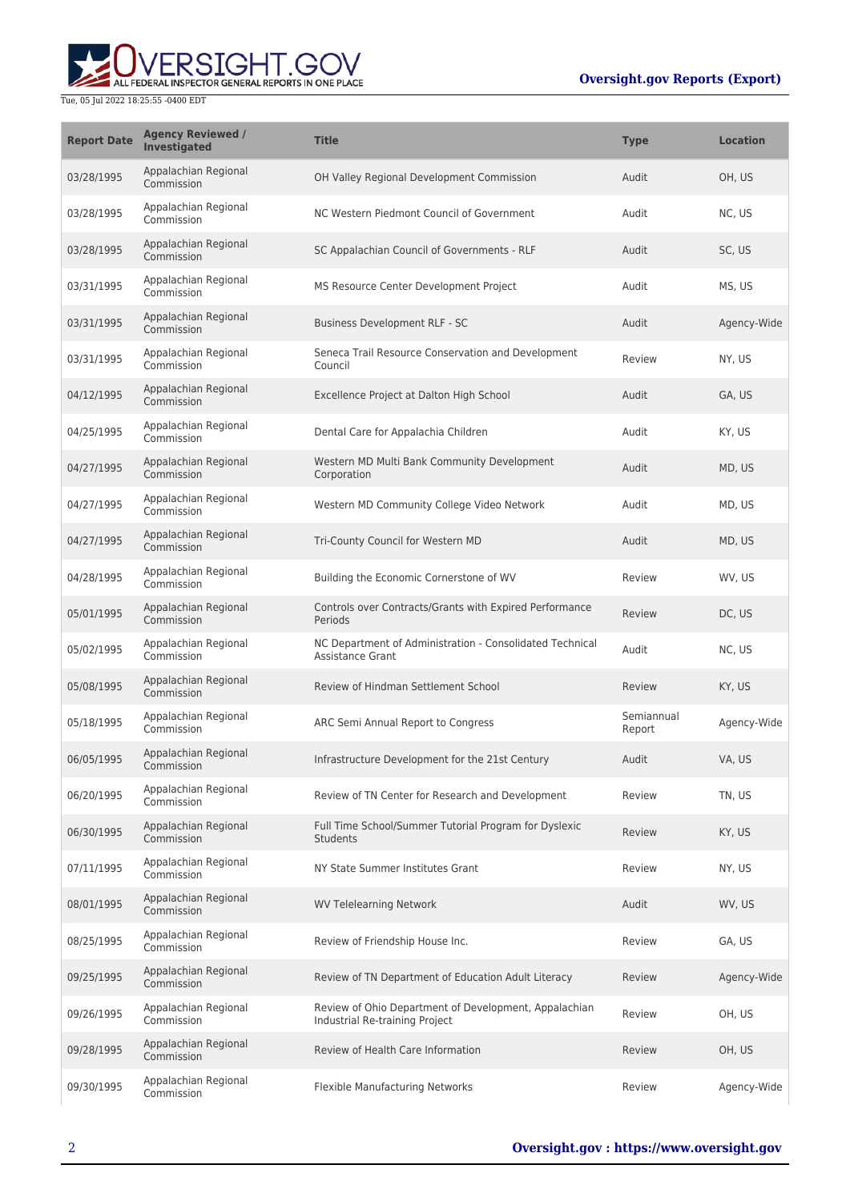| Report Date | Agency Reviewed / Investigated | Title | Type | Location |
| --- | --- | --- | --- | --- |
| 03/28/1995 | Appalachian Regional Commission | OH Valley Regional Development Commission | Audit | OH, US |
| 03/28/1995 | Appalachian Regional Commission | NC Western Piedmont Council of Government | Audit | NC, US |
| 03/28/1995 | Appalachian Regional Commission | SC Appalachian Council of Governments - RLF | Audit | SC, US |
| 03/31/1995 | Appalachian Regional Commission | MS Resource Center Development Project | Audit | MS, US |
| 03/31/1995 | Appalachian Regional Commission | Business Development RLF - SC | Audit | Agency-Wide |
| 03/31/1995 | Appalachian Regional Commission | Seneca Trail Resource Conservation and Development Council | Review | NY, US |
| 04/12/1995 | Appalachian Regional Commission | Excellence Project at Dalton High School | Audit | GA, US |
| 04/25/1995 | Appalachian Regional Commission | Dental Care for Appalachia Children | Audit | KY, US |
| 04/27/1995 | Appalachian Regional Commission | Western MD Multi Bank Community Development Corporation | Audit | MD, US |
| 04/27/1995 | Appalachian Regional Commission | Western MD Community College Video Network | Audit | MD, US |
| 04/27/1995 | Appalachian Regional Commission | Tri-County Council for Western MD | Audit | MD, US |
| 04/28/1995 | Appalachian Regional Commission | Building the Economic Cornerstone of WV | Review | WV, US |
| 05/01/1995 | Appalachian Regional Commission | Controls over Contracts/Grants with Expired Performance Periods | Review | DC, US |
| 05/02/1995 | Appalachian Regional Commission | NC Department of Administration - Consolidated Technical Assistance Grant | Audit | NC, US |
| 05/08/1995 | Appalachian Regional Commission | Review of Hindman Settlement School | Review | KY, US |
| 05/18/1995 | Appalachian Regional Commission | ARC Semi Annual Report to Congress | Semiannual Report | Agency-Wide |
| 06/05/1995 | Appalachian Regional Commission | Infrastructure Development for the 21st Century | Audit | VA, US |
| 06/20/1995 | Appalachian Regional Commission | Review of TN Center for Research and Development | Review | TN, US |
| 06/30/1995 | Appalachian Regional Commission | Full Time School/Summer Tutorial Program for Dyslexic Students | Review | KY, US |
| 07/11/1995 | Appalachian Regional Commission | NY State Summer Institutes Grant | Review | NY, US |
| 08/01/1995 | Appalachian Regional Commission | WV Telelearning Network | Audit | WV, US |
| 08/25/1995 | Appalachian Regional Commission | Review of Friendship House Inc. | Review | GA, US |
| 09/25/1995 | Appalachian Regional Commission | Review of TN Department of Education Adult Literacy | Review | Agency-Wide |
| 09/26/1995 | Appalachian Regional Commission | Review of Ohio Department of Development, Appalachian Industrial Re-training Project | Review | OH, US |
| 09/28/1995 | Appalachian Regional Commission | Review of Health Care Information | Review | OH, US |
| 09/30/1995 | Appalachian Regional Commission | Flexible Manufacturing Networks | Review | Agency-Wide |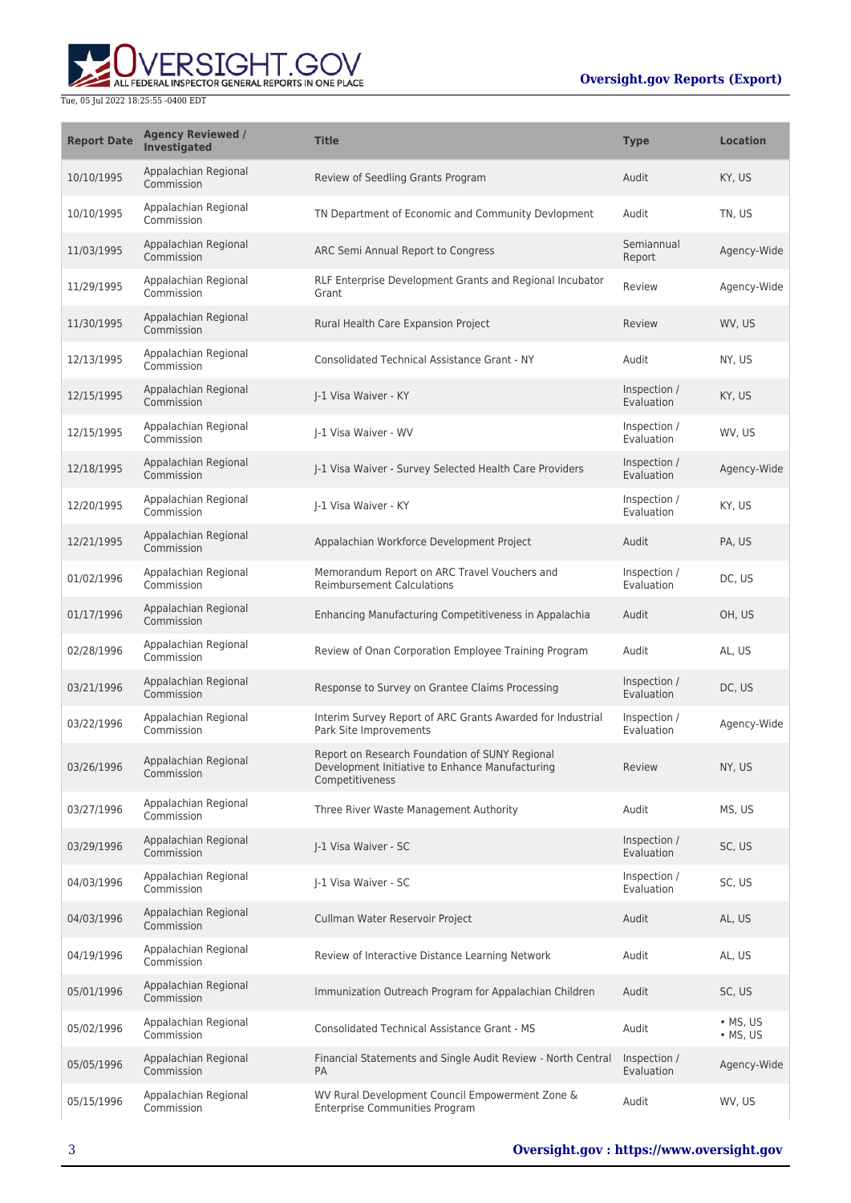| Report Date | Agency Reviewed / Investigated | Title | Type | Location |
| --- | --- | --- | --- | --- |
| 10/10/1995 | Appalachian Regional Commission | Review of Seedling Grants Program | Audit | KY, US |
| 10/10/1995 | Appalachian Regional Commission | TN Department of Economic and Community Devlopment | Audit | TN, US |
| 11/03/1995 | Appalachian Regional Commission | ARC Semi Annual Report to Congress | Semiannual Report | Agency-Wide |
| 11/29/1995 | Appalachian Regional Commission | RLF Enterprise Development Grants and Regional Incubator Grant | Review | Agency-Wide |
| 11/30/1995 | Appalachian Regional Commission | Rural Health Care Expansion Project | Review | WV, US |
| 12/13/1995 | Appalachian Regional Commission | Consolidated Technical Assistance Grant - NY | Audit | NY, US |
| 12/15/1995 | Appalachian Regional Commission | J-1 Visa Waiver - KY | Inspection / Evaluation | KY, US |
| 12/15/1995 | Appalachian Regional Commission | J-1 Visa Waiver - WV | Inspection / Evaluation | WV, US |
| 12/18/1995 | Appalachian Regional Commission | J-1 Visa Waiver - Survey Selected Health Care Providers | Inspection / Evaluation | Agency-Wide |
| 12/20/1995 | Appalachian Regional Commission | J-1 Visa Waiver - KY | Inspection / Evaluation | KY, US |
| 12/21/1995 | Appalachian Regional Commission | Appalachian Workforce Development Project | Audit | PA, US |
| 01/02/1996 | Appalachian Regional Commission | Memorandum Report on ARC Travel Vouchers and Reimbursement Calculations | Inspection / Evaluation | DC, US |
| 01/17/1996 | Appalachian Regional Commission | Enhancing Manufacturing Competitiveness in Appalachia | Audit | OH, US |
| 02/28/1996 | Appalachian Regional Commission | Review of Onan Corporation Employee Training Program | Audit | AL, US |
| 03/21/1996 | Appalachian Regional Commission | Response to Survey on Grantee Claims Processing | Inspection / Evaluation | DC, US |
| 03/22/1996 | Appalachian Regional Commission | Interim Survey Report of ARC Grants Awarded for Industrial Park Site Improvements | Inspection / Evaluation | Agency-Wide |
| 03/26/1996 | Appalachian Regional Commission | Report on Research Foundation of SUNY Regional Development Initiative to Enhance Manufacturing Competitiveness | Review | NY, US |
| 03/27/1996 | Appalachian Regional Commission | Three River Waste Management Authority | Audit | MS, US |
| 03/29/1996 | Appalachian Regional Commission | J-1 Visa Waiver - SC | Inspection / Evaluation | SC, US |
| 04/03/1996 | Appalachian Regional Commission | J-1 Visa Waiver - SC | Inspection / Evaluation | SC, US |
| 04/03/1996 | Appalachian Regional Commission | Cullman Water Reservoir Project | Audit | AL, US |
| 04/19/1996 | Appalachian Regional Commission | Review of Interactive Distance Learning Network | Audit | AL, US |
| 05/01/1996 | Appalachian Regional Commission | Immunization Outreach Program for Appalachian Children | Audit | SC, US |
| 05/02/1996 | Appalachian Regional Commission | Consolidated Technical Assistance Grant - MS | Audit | • MS, US • MS, US |
| 05/05/1996 | Appalachian Regional Commission | Financial Statements and Single Audit Review - North Central PA | Inspection / Evaluation | Agency-Wide |
| 05/15/1996 | Appalachian Regional Commission | WV Rural Development Council Empowerment Zone & Enterprise Communities Program | Audit | WV, US |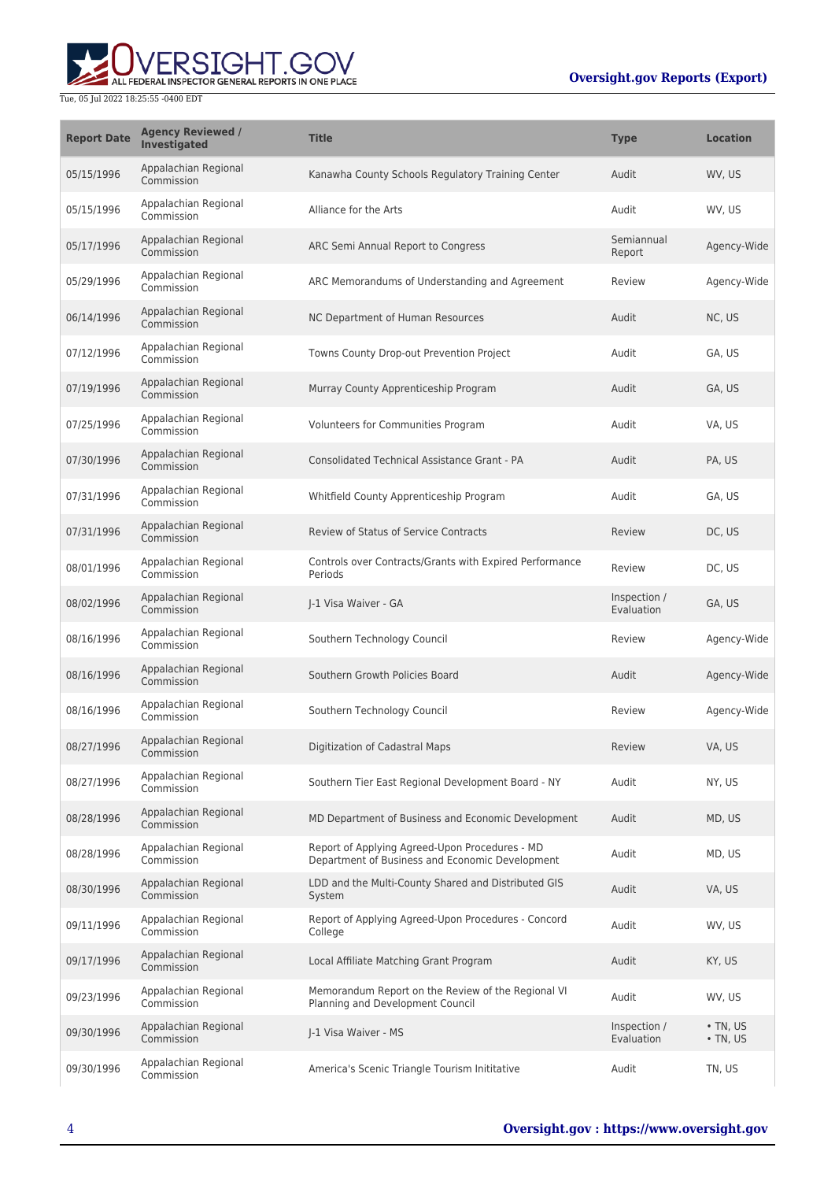| Report Date | Agency Reviewed / Investigated | Title | Type | Location |
| --- | --- | --- | --- | --- |
| 05/15/1996 | Appalachian Regional Commission | Kanawha County Schools Regulatory Training Center | Audit | WV, US |
| 05/15/1996 | Appalachian Regional Commission | Alliance for the Arts | Audit | WV, US |
| 05/17/1996 | Appalachian Regional Commission | ARC Semi Annual Report to Congress | Semiannual Report | Agency-Wide |
| 05/29/1996 | Appalachian Regional Commission | ARC Memorandums of Understanding and Agreement | Review | Agency-Wide |
| 06/14/1996 | Appalachian Regional Commission | NC Department of Human Resources | Audit | NC, US |
| 07/12/1996 | Appalachian Regional Commission | Towns County Drop-out Prevention Project | Audit | GA, US |
| 07/19/1996 | Appalachian Regional Commission | Murray County Apprenticeship Program | Audit | GA, US |
| 07/25/1996 | Appalachian Regional Commission | Volunteers for Communities Program | Audit | VA, US |
| 07/30/1996 | Appalachian Regional Commission | Consolidated Technical Assistance Grant - PA | Audit | PA, US |
| 07/31/1996 | Appalachian Regional Commission | Whitfield County Apprenticeship Program | Audit | GA, US |
| 07/31/1996 | Appalachian Regional Commission | Review of Status of Service Contracts | Review | DC, US |
| 08/01/1996 | Appalachian Regional Commission | Controls over Contracts/Grants with Expired Performance Periods | Review | DC, US |
| 08/02/1996 | Appalachian Regional Commission | J-1 Visa Waiver - GA | Inspection / Evaluation | GA, US |
| 08/16/1996 | Appalachian Regional Commission | Southern Technology Council | Review | Agency-Wide |
| 08/16/1996 | Appalachian Regional Commission | Southern Growth Policies Board | Audit | Agency-Wide |
| 08/16/1996 | Appalachian Regional Commission | Southern Technology Council | Review | Agency-Wide |
| 08/27/1996 | Appalachian Regional Commission | Digitization of Cadastral Maps | Review | VA, US |
| 08/27/1996 | Appalachian Regional Commission | Southern Tier East Regional Development Board - NY | Audit | NY, US |
| 08/28/1996 | Appalachian Regional Commission | MD Department of Business and Economic Development | Audit | MD, US |
| 08/28/1996 | Appalachian Regional Commission | Report of Applying Agreed-Upon Procedures - MD Department of Business and Economic Development | Audit | MD, US |
| 08/30/1996 | Appalachian Regional Commission | LDD and the Multi-County Shared and Distributed GIS System | Audit | VA, US |
| 09/11/1996 | Appalachian Regional Commission | Report of Applying Agreed-Upon Procedures - Concord College | Audit | WV, US |
| 09/17/1996 | Appalachian Regional Commission | Local Affiliate Matching Grant Program | Audit | KY, US |
| 09/23/1996 | Appalachian Regional Commission | Memorandum Report on the Review of the Regional VI Planning and Development Council | Audit | WV, US |
| 09/30/1996 | Appalachian Regional Commission | J-1 Visa Waiver - MS | Inspection / Evaluation | • TN, US • TN, US |
| 09/30/1996 | Appalachian Regional Commission | America's Scenic Triangle Tourism Inititative | Audit | TN, US |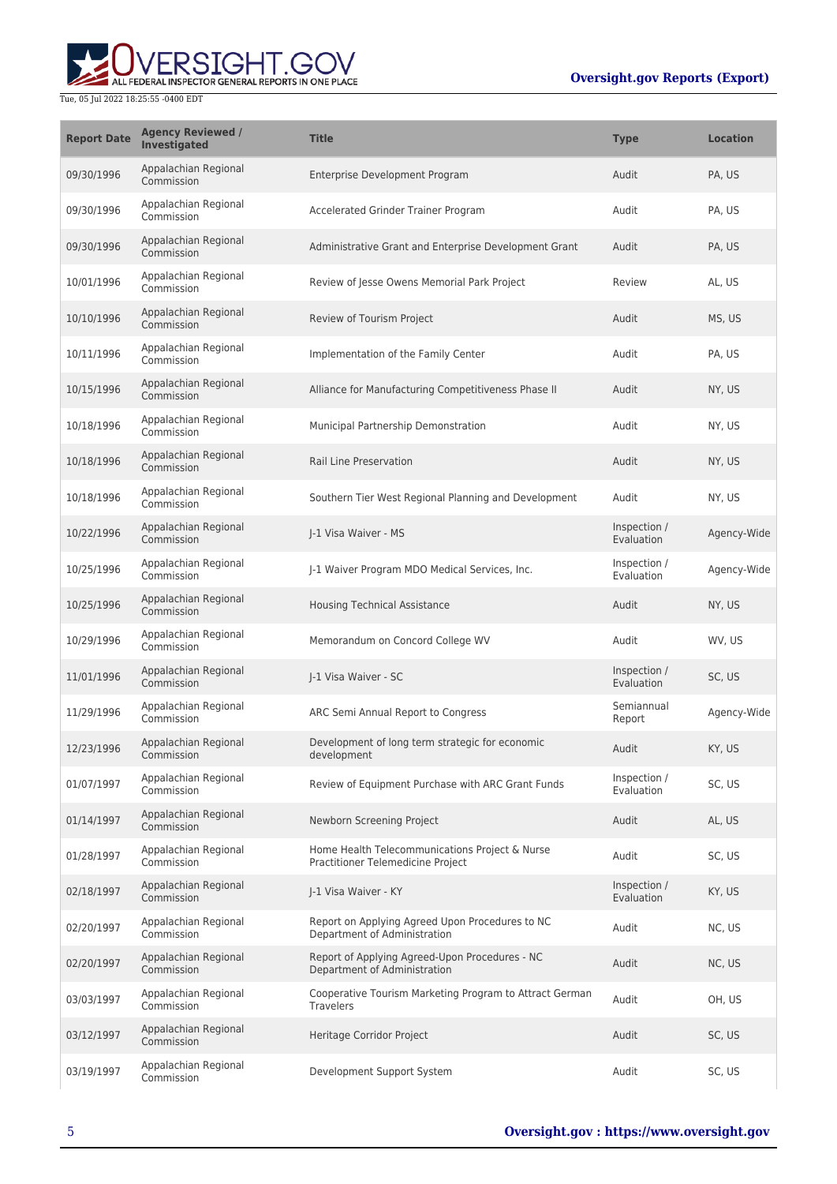| Report Date | Agency Reviewed / Investigated | Title | Type | Location |
|---|---|---|---|---|
| 09/30/1996 | Appalachian Regional Commission | Enterprise Development Program | Audit | PA, US |
| 09/30/1996 | Appalachian Regional Commission | Accelerated Grinder Trainer Program | Audit | PA, US |
| 09/30/1996 | Appalachian Regional Commission | Administrative Grant and Enterprise Development Grant | Audit | PA, US |
| 10/01/1996 | Appalachian Regional Commission | Review of Jesse Owens Memorial Park Project | Review | AL, US |
| 10/10/1996 | Appalachian Regional Commission | Review of Tourism Project | Audit | MS, US |
| 10/11/1996 | Appalachian Regional Commission | Implementation of the Family Center | Audit | PA, US |
| 10/15/1996 | Appalachian Regional Commission | Alliance for Manufacturing Competitiveness Phase II | Audit | NY, US |
| 10/18/1996 | Appalachian Regional Commission | Municipal Partnership Demonstration | Audit | NY, US |
| 10/18/1996 | Appalachian Regional Commission | Rail Line Preservation | Audit | NY, US |
| 10/18/1996 | Appalachian Regional Commission | Southern Tier West Regional Planning and Development | Audit | NY, US |
| 10/22/1996 | Appalachian Regional Commission | J-1 Visa Waiver - MS | Inspection / Evaluation | Agency-Wide |
| 10/25/1996 | Appalachian Regional Commission | J-1 Waiver Program MDO Medical Services, Inc. | Inspection / Evaluation | Agency-Wide |
| 10/25/1996 | Appalachian Regional Commission | Housing Technical Assistance | Audit | NY, US |
| 10/29/1996 | Appalachian Regional Commission | Memorandum on Concord College WV | Audit | WV, US |
| 11/01/1996 | Appalachian Regional Commission | J-1 Visa Waiver - SC | Inspection / Evaluation | SC, US |
| 11/29/1996 | Appalachian Regional Commission | ARC Semi Annual Report to Congress | Semiannual Report | Agency-Wide |
| 12/23/1996 | Appalachian Regional Commission | Development of long term strategic for economic development | Audit | KY, US |
| 01/07/1997 | Appalachian Regional Commission | Review of Equipment Purchase with ARC Grant Funds | Inspection / Evaluation | SC, US |
| 01/14/1997 | Appalachian Regional Commission | Newborn Screening Project | Audit | AL, US |
| 01/28/1997 | Appalachian Regional Commission | Home Health Telecommunications Project & Nurse Practitioner Telemedicine Project | Audit | SC, US |
| 02/18/1997 | Appalachian Regional Commission | J-1 Visa Waiver - KY | Inspection / Evaluation | KY, US |
| 02/20/1997 | Appalachian Regional Commission | Report on Applying Agreed Upon Procedures to NC Department of Administration | Audit | NC, US |
| 02/20/1997 | Appalachian Regional Commission | Report of Applying Agreed-Upon Procedures - NC Department of Administration | Audit | NC, US |
| 03/03/1997 | Appalachian Regional Commission | Cooperative Tourism Marketing Program to Attract German Travelers | Audit | OH, US |
| 03/12/1997 | Appalachian Regional Commission | Heritage Corridor Project | Audit | SC, US |
| 03/19/1997 | Appalachian Regional Commission | Development Support System | Audit | SC, US |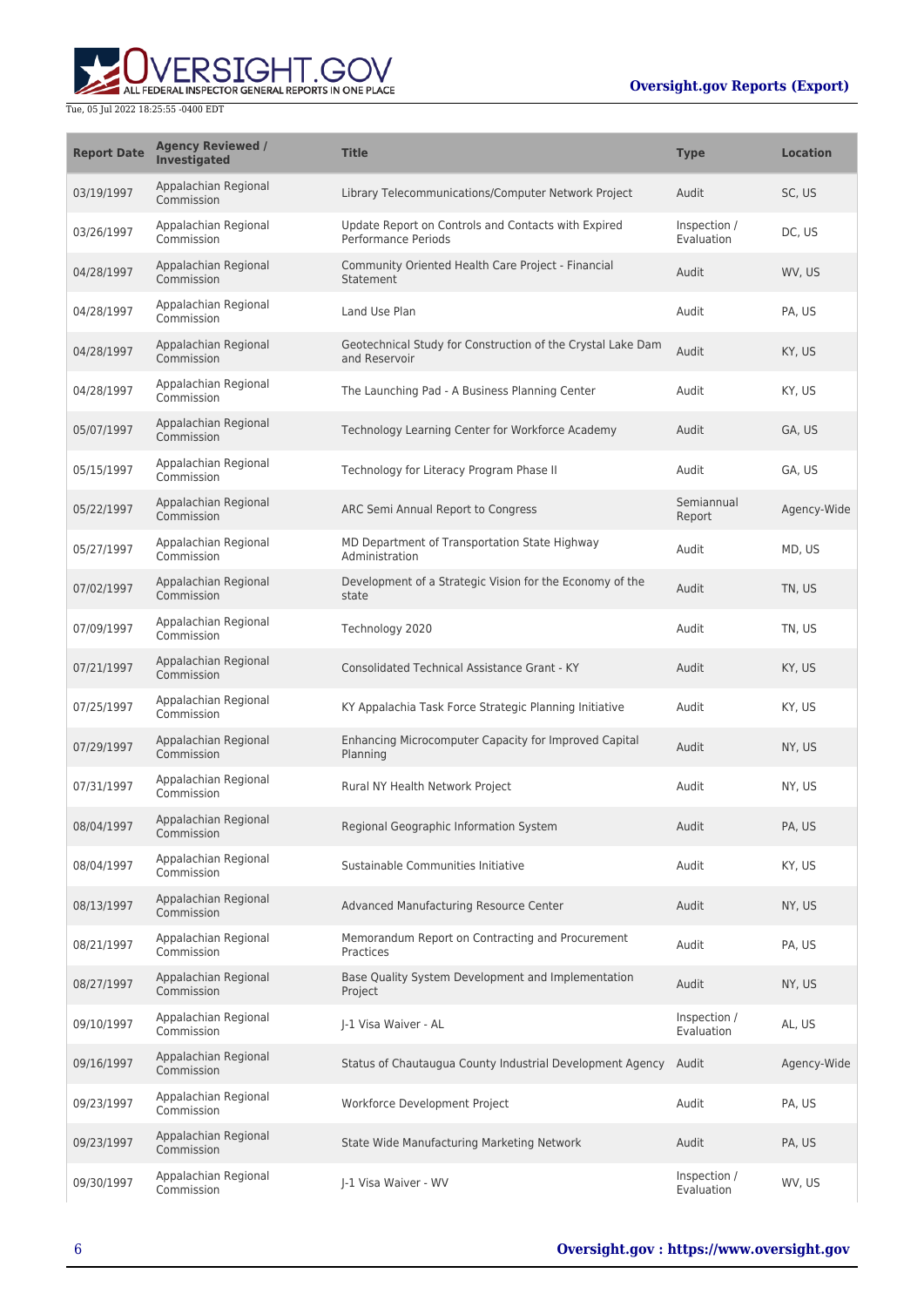| Report Date | Agency Reviewed / Investigated | Title | Type | Location |
| --- | --- | --- | --- | --- |
| 03/19/1997 | Appalachian Regional Commission | Library Telecommunications/Computer Network Project | Audit | SC, US |
| 03/26/1997 | Appalachian Regional Commission | Update Report on Controls and Contacts with Expired Performance Periods | Inspection / Evaluation | DC, US |
| 04/28/1997 | Appalachian Regional Commission | Community Oriented Health Care Project - Financial Statement | Audit | WV, US |
| 04/28/1997 | Appalachian Regional Commission | Land Use Plan | Audit | PA, US |
| 04/28/1997 | Appalachian Regional Commission | Geotechnical Study for Construction of the Crystal Lake Dam and Reservoir | Audit | KY, US |
| 04/28/1997 | Appalachian Regional Commission | The Launching Pad - A Business Planning Center | Audit | KY, US |
| 05/07/1997 | Appalachian Regional Commission | Technology Learning Center for Workforce Academy | Audit | GA, US |
| 05/15/1997 | Appalachian Regional Commission | Technology for Literacy Program Phase II | Audit | GA, US |
| 05/22/1997 | Appalachian Regional Commission | ARC Semi Annual Report to Congress | Semiannual Report | Agency-Wide |
| 05/27/1997 | Appalachian Regional Commission | MD Department of Transportation State Highway Administration | Audit | MD, US |
| 07/02/1997 | Appalachian Regional Commission | Development of a Strategic Vision for the Economy of the state | Audit | TN, US |
| 07/09/1997 | Appalachian Regional Commission | Technology 2020 | Audit | TN, US |
| 07/21/1997 | Appalachian Regional Commission | Consolidated Technical Assistance Grant - KY | Audit | KY, US |
| 07/25/1997 | Appalachian Regional Commission | KY Appalachia Task Force Strategic Planning Initiative | Audit | KY, US |
| 07/29/1997 | Appalachian Regional Commission | Enhancing Microcomputer Capacity for Improved Capital Planning | Audit | NY, US |
| 07/31/1997 | Appalachian Regional Commission | Rural NY Health Network Project | Audit | NY, US |
| 08/04/1997 | Appalachian Regional Commission | Regional Geographic Information System | Audit | PA, US |
| 08/04/1997 | Appalachian Regional Commission | Sustainable Communities Initiative | Audit | KY, US |
| 08/13/1997 | Appalachian Regional Commission | Advanced Manufacturing Resource Center | Audit | NY, US |
| 08/21/1997 | Appalachian Regional Commission | Memorandum Report on Contracting and Procurement Practices | Audit | PA, US |
| 08/27/1997 | Appalachian Regional Commission | Base Quality System Development and Implementation Project | Audit | NY, US |
| 09/10/1997 | Appalachian Regional Commission | J-1 Visa Waiver - AL | Inspection / Evaluation | AL, US |
| 09/16/1997 | Appalachian Regional Commission | Status of Chautaugua County Industrial Development Agency | Audit | Agency-Wide |
| 09/23/1997 | Appalachian Regional Commission | Workforce Development Project | Audit | PA, US |
| 09/23/1997 | Appalachian Regional Commission | State Wide Manufacturing Marketing Network | Audit | PA, US |
| 09/30/1997 | Appalachian Regional Commission | J-1 Visa Waiver - WV | Inspection / Evaluation | WV, US |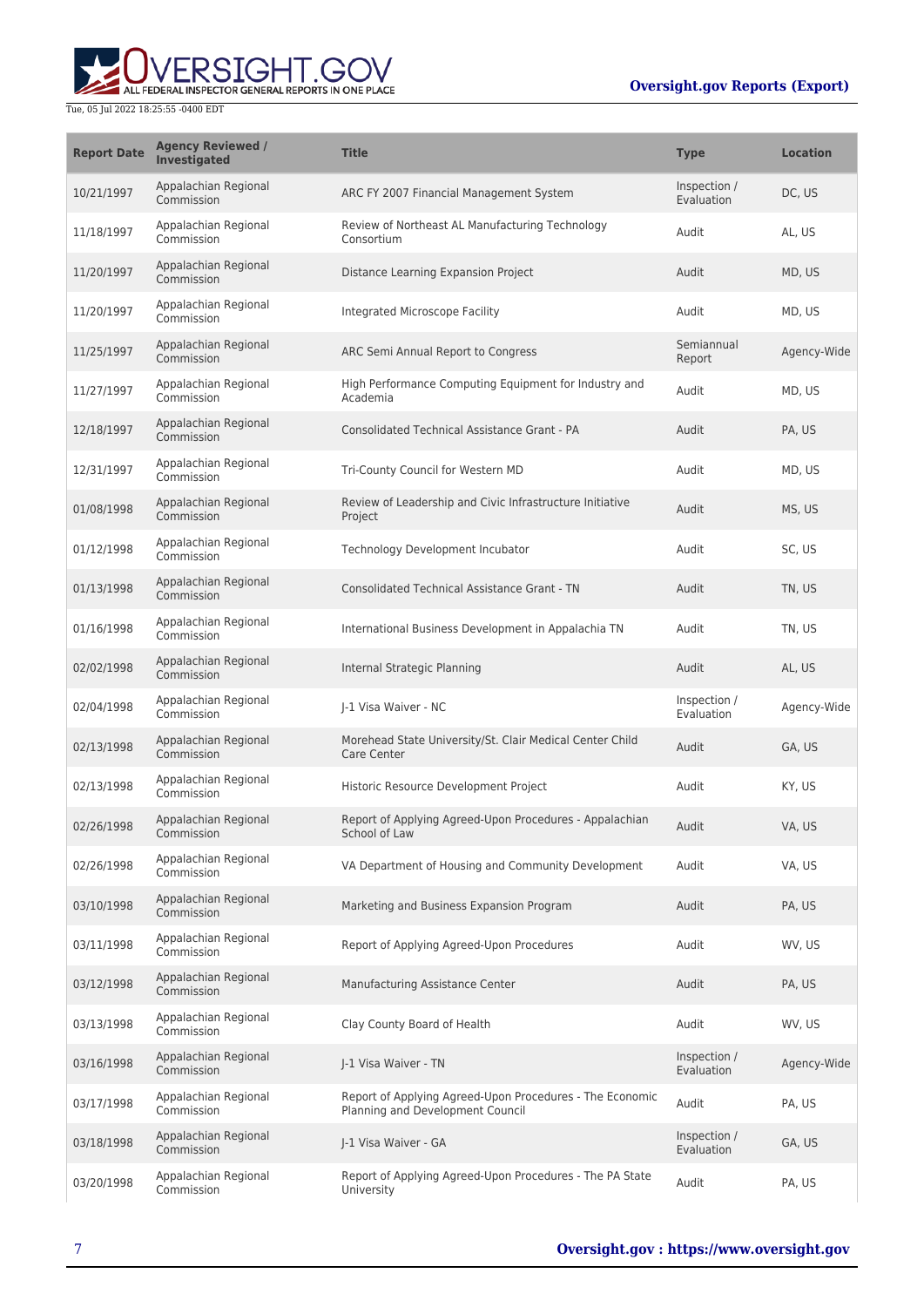| Report Date | Agency Reviewed / Investigated | Title | Type | Location |
| --- | --- | --- | --- | --- |
| 10/21/1997 | Appalachian Regional Commission | ARC FY 2007 Financial Management System | Inspection / Evaluation | DC, US |
| 11/18/1997 | Appalachian Regional Commission | Review of Northeast AL Manufacturing Technology Consortium | Audit | AL, US |
| 11/20/1997 | Appalachian Regional Commission | Distance Learning Expansion Project | Audit | MD, US |
| 11/20/1997 | Appalachian Regional Commission | Integrated Microscope Facility | Audit | MD, US |
| 11/25/1997 | Appalachian Regional Commission | ARC Semi Annual Report to Congress | Semiannual Report | Agency-Wide |
| 11/27/1997 | Appalachian Regional Commission | High Performance Computing Equipment for Industry and Academia | Audit | MD, US |
| 12/18/1997 | Appalachian Regional Commission | Consolidated Technical Assistance Grant - PA | Audit | PA, US |
| 12/31/1997 | Appalachian Regional Commission | Tri-County Council for Western MD | Audit | MD, US |
| 01/08/1998 | Appalachian Regional Commission | Review of Leadership and Civic Infrastructure Initiative Project | Audit | MS, US |
| 01/12/1998 | Appalachian Regional Commission | Technology Development Incubator | Audit | SC, US |
| 01/13/1998 | Appalachian Regional Commission | Consolidated Technical Assistance Grant - TN | Audit | TN, US |
| 01/16/1998 | Appalachian Regional Commission | International Business Development in Appalachia TN | Audit | TN, US |
| 02/02/1998 | Appalachian Regional Commission | Internal Strategic Planning | Audit | AL, US |
| 02/04/1998 | Appalachian Regional Commission | J-1 Visa Waiver - NC | Inspection / Evaluation | Agency-Wide |
| 02/13/1998 | Appalachian Regional Commission | Morehead State University/St. Clair Medical Center Child Care Center | Audit | GA, US |
| 02/13/1998 | Appalachian Regional Commission | Historic Resource Development Project | Audit | KY, US |
| 02/26/1998 | Appalachian Regional Commission | Report of Applying Agreed-Upon Procedures - Appalachian School of Law | Audit | VA, US |
| 02/26/1998 | Appalachian Regional Commission | VA Department of Housing and Community Development | Audit | VA, US |
| 03/10/1998 | Appalachian Regional Commission | Marketing and Business Expansion Program | Audit | PA, US |
| 03/11/1998 | Appalachian Regional Commission | Report of Applying Agreed-Upon Procedures | Audit | WV, US |
| 03/12/1998 | Appalachian Regional Commission | Manufacturing Assistance Center | Audit | PA, US |
| 03/13/1998 | Appalachian Regional Commission | Clay County Board of Health | Audit | WV, US |
| 03/16/1998 | Appalachian Regional Commission | J-1 Visa Waiver - TN | Inspection / Evaluation | Agency-Wide |
| 03/17/1998 | Appalachian Regional Commission | Report of Applying Agreed-Upon Procedures - The Economic Planning and Development Council | Audit | PA, US |
| 03/18/1998 | Appalachian Regional Commission | J-1 Visa Waiver - GA | Inspection / Evaluation | GA, US |
| 03/20/1998 | Appalachian Regional Commission | Report of Applying Agreed-Upon Procedures - The PA State University | Audit | PA, US |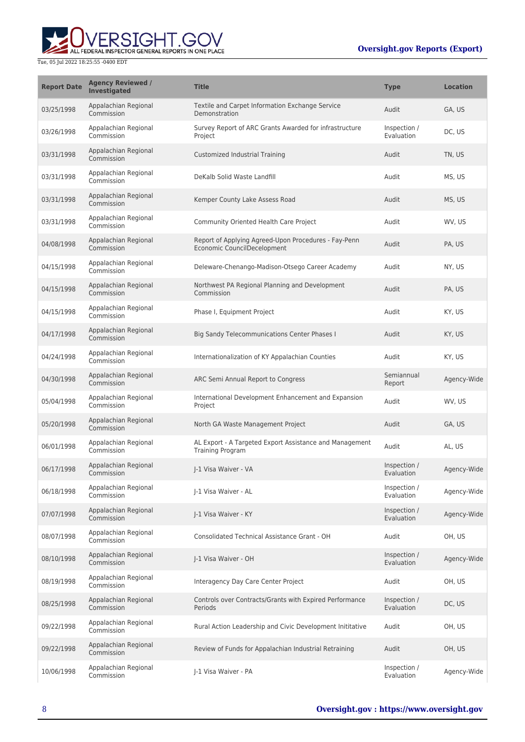| Report Date | Agency Reviewed / Investigated | Title | Type | Location |
| --- | --- | --- | --- | --- |
| 03/25/1998 | Appalachian Regional Commission | Textile and Carpet Information Exchange Service Demonstration | Audit | GA, US |
| 03/26/1998 | Appalachian Regional Commission | Survey Report of ARC Grants Awarded for infrastructure Project | Inspection / Evaluation | DC, US |
| 03/31/1998 | Appalachian Regional Commission | Customized Industrial Training | Audit | TN, US |
| 03/31/1998 | Appalachian Regional Commission | DeKalb Solid Waste Landfill | Audit | MS, US |
| 03/31/1998 | Appalachian Regional Commission | Kemper County Lake Assess Road | Audit | MS, US |
| 03/31/1998 | Appalachian Regional Commission | Community Oriented Health Care Project | Audit | WV, US |
| 04/08/1998 | Appalachian Regional Commission | Report of Applying Agreed-Upon Procedures - Fay-Penn Economic CouncilDecelopment | Audit | PA, US |
| 04/15/1998 | Appalachian Regional Commission | Deleware-Chenango-Madison-Otsego Career Academy | Audit | NY, US |
| 04/15/1998 | Appalachian Regional Commission | Northwest PA Regional Planning and Development Commission | Audit | PA, US |
| 04/15/1998 | Appalachian Regional Commission | Phase I, Equipment Project | Audit | KY, US |
| 04/17/1998 | Appalachian Regional Commission | Big Sandy Telecommunications Center Phases I | Audit | KY, US |
| 04/24/1998 | Appalachian Regional Commission | Internationalization of KY Appalachian Counties | Audit | KY, US |
| 04/30/1998 | Appalachian Regional Commission | ARC Semi Annual Report to Congress | Semiannual Report | Agency-Wide |
| 05/04/1998 | Appalachian Regional Commission | International Development Enhancement and Expansion Project | Audit | WV, US |
| 05/20/1998 | Appalachian Regional Commission | North GA Waste Management Project | Audit | GA, US |
| 06/01/1998 | Appalachian Regional Commission | AL Export - A Targeted Export Assistance and Management Training Program | Audit | AL, US |
| 06/17/1998 | Appalachian Regional Commission | J-1 Visa Waiver - VA | Inspection / Evaluation | Agency-Wide |
| 06/18/1998 | Appalachian Regional Commission | J-1 Visa Waiver - AL | Inspection / Evaluation | Agency-Wide |
| 07/07/1998 | Appalachian Regional Commission | J-1 Visa Waiver - KY | Inspection / Evaluation | Agency-Wide |
| 08/07/1998 | Appalachian Regional Commission | Consolidated Technical Assistance Grant - OH | Audit | OH, US |
| 08/10/1998 | Appalachian Regional Commission | J-1 Visa Waiver - OH | Inspection / Evaluation | Agency-Wide |
| 08/19/1998 | Appalachian Regional Commission | Interagency Day Care Center Project | Audit | OH, US |
| 08/25/1998 | Appalachian Regional Commission | Controls over Contracts/Grants with Expired Performance Periods | Inspection / Evaluation | DC, US |
| 09/22/1998 | Appalachian Regional Commission | Rural Action Leadership and Civic Development Inititative | Audit | OH, US |
| 09/22/1998 | Appalachian Regional Commission | Review of Funds for Appalachian Industrial Retraining | Audit | OH, US |
| 10/06/1998 | Appalachian Regional Commission | J-1 Visa Waiver - PA | Inspection / Evaluation | Agency-Wide |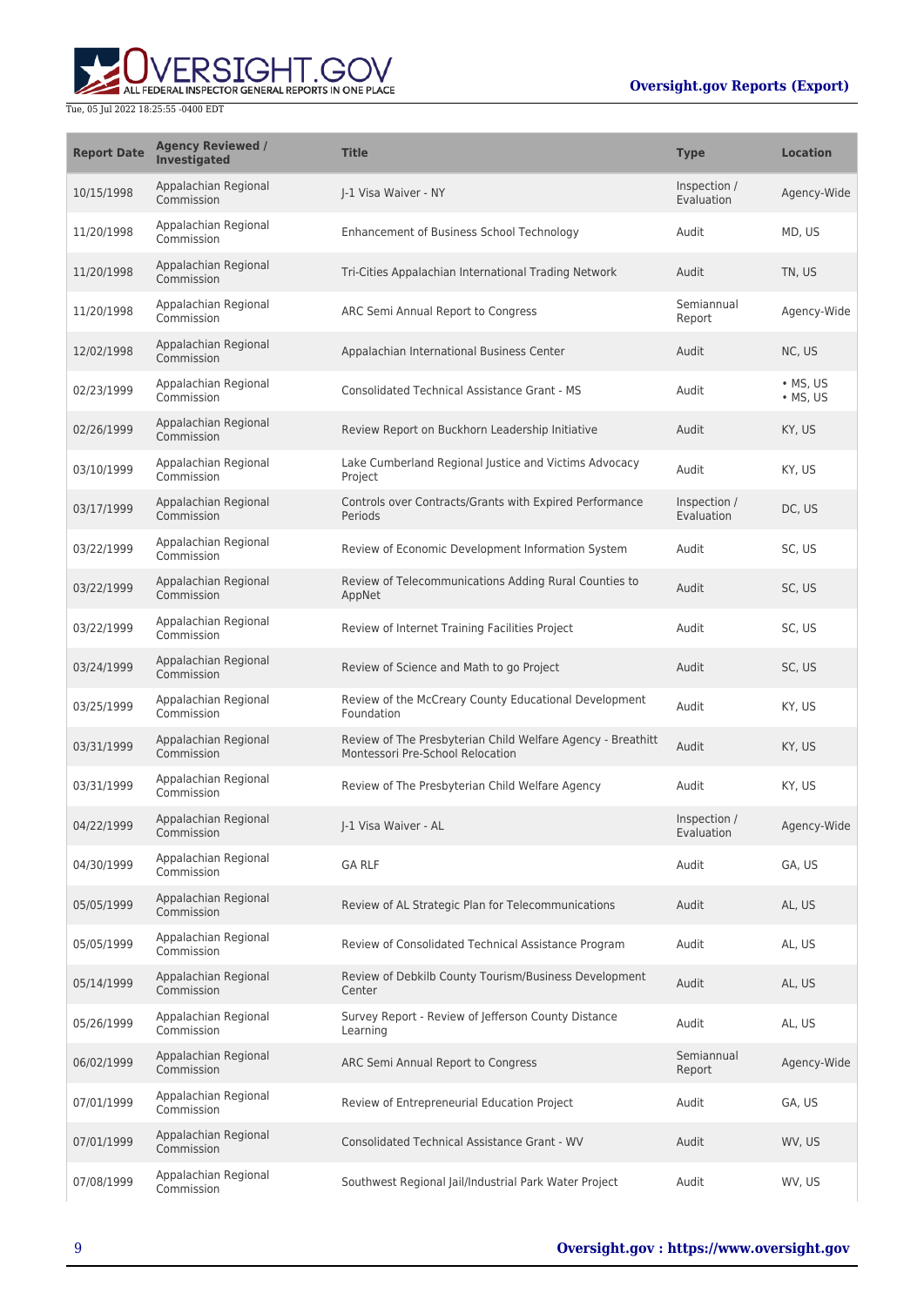| Report Date | Agency Reviewed / Investigated | Title | Type | Location |
| --- | --- | --- | --- | --- |
| 10/15/1998 | Appalachian Regional Commission | J-1 Visa Waiver - NY | Inspection / Evaluation | Agency-Wide |
| 11/20/1998 | Appalachian Regional Commission | Enhancement of Business School Technology | Audit | MD, US |
| 11/20/1998 | Appalachian Regional Commission | Tri-Cities Appalachian International Trading Network | Audit | TN, US |
| 11/20/1998 | Appalachian Regional Commission | ARC Semi Annual Report to Congress | Semiannual Report | Agency-Wide |
| 12/02/1998 | Appalachian Regional Commission | Appalachian International Business Center | Audit | NC, US |
| 02/23/1999 | Appalachian Regional Commission | Consolidated Technical Assistance Grant - MS | Audit | • MS, US • MS, US |
| 02/26/1999 | Appalachian Regional Commission | Review Report on Buckhorn Leadership Initiative | Audit | KY, US |
| 03/10/1999 | Appalachian Regional Commission | Lake Cumberland Regional Justice and Victims Advocacy Project | Audit | KY, US |
| 03/17/1999 | Appalachian Regional Commission | Controls over Contracts/Grants with Expired Performance Periods | Inspection / Evaluation | DC, US |
| 03/22/1999 | Appalachian Regional Commission | Review of Economic Development Information System | Audit | SC, US |
| 03/22/1999 | Appalachian Regional Commission | Review of Telecommunications Adding Rural Counties to AppNet | Audit | SC, US |
| 03/22/1999 | Appalachian Regional Commission | Review of Internet Training Facilities Project | Audit | SC, US |
| 03/24/1999 | Appalachian Regional Commission | Review of Science and Math to go Project | Audit | SC, US |
| 03/25/1999 | Appalachian Regional Commission | Review of the McCreary County Educational Development Foundation | Audit | KY, US |
| 03/31/1999 | Appalachian Regional Commission | Review of The Presbyterian Child Welfare Agency - Breathitt Montessori Pre-School Relocation | Audit | KY, US |
| 03/31/1999 | Appalachian Regional Commission | Review of The Presbyterian Child Welfare Agency | Audit | KY, US |
| 04/22/1999 | Appalachian Regional Commission | J-1 Visa Waiver - AL | Inspection / Evaluation | Agency-Wide |
| 04/30/1999 | Appalachian Regional Commission | GA RLF | Audit | GA, US |
| 05/05/1999 | Appalachian Regional Commission | Review of AL Strategic Plan for Telecommunications | Audit | AL, US |
| 05/05/1999 | Appalachian Regional Commission | Review of Consolidated Technical Assistance Program | Audit | AL, US |
| 05/14/1999 | Appalachian Regional Commission | Review of Debkilb County Tourism/Business Development Center | Audit | AL, US |
| 05/26/1999 | Appalachian Regional Commission | Survey Report - Review of Jefferson County Distance Learning | Audit | AL, US |
| 06/02/1999 | Appalachian Regional Commission | ARC Semi Annual Report to Congress | Semiannual Report | Agency-Wide |
| 07/01/1999 | Appalachian Regional Commission | Review of Entrepreneurial Education Project | Audit | GA, US |
| 07/01/1999 | Appalachian Regional Commission | Consolidated Technical Assistance Grant - WV | Audit | WV, US |
| 07/08/1999 | Appalachian Regional Commission | Southwest Regional Jail/Industrial Park Water Project | Audit | WV, US |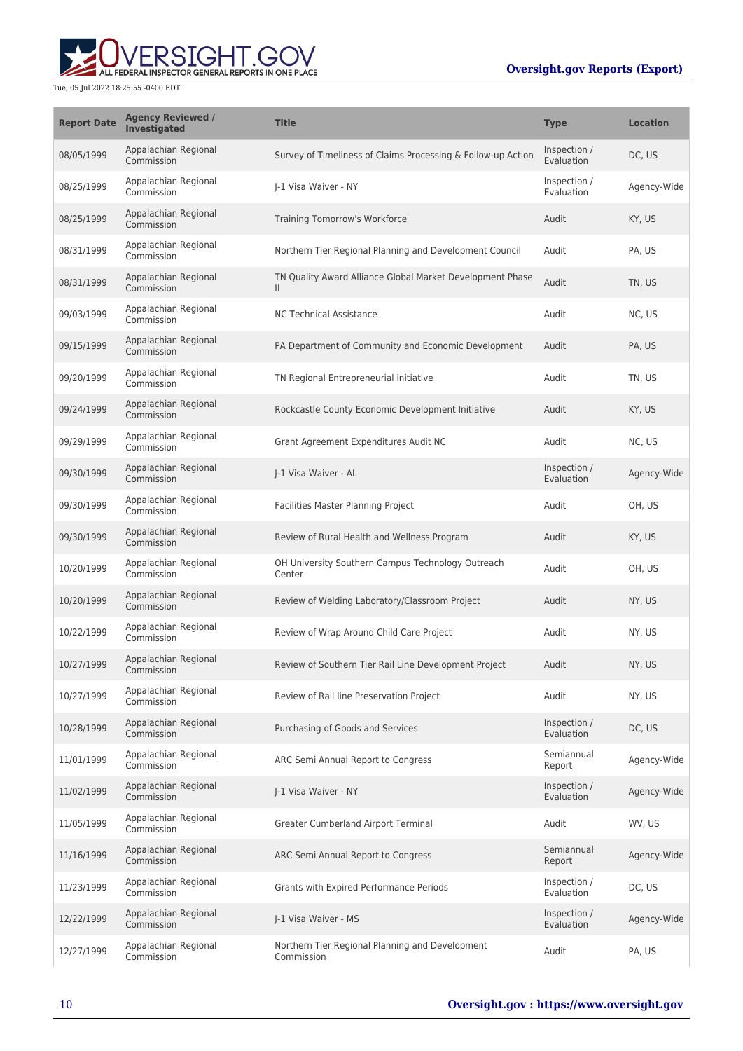| Report Date | Agency Reviewed / Investigated | Title | Type | Location |
| --- | --- | --- | --- | --- |
| 08/05/1999 | Appalachian Regional Commission | Survey of Timeliness of Claims Processing & Follow-up Action | Inspection / Evaluation | DC, US |
| 08/25/1999 | Appalachian Regional Commission | J-1 Visa Waiver - NY | Inspection / Evaluation | Agency-Wide |
| 08/25/1999 | Appalachian Regional Commission | Training Tomorrow's Workforce | Audit | KY, US |
| 08/31/1999 | Appalachian Regional Commission | Northern Tier Regional Planning and Development Council | Audit | PA, US |
| 08/31/1999 | Appalachian Regional Commission | TN Quality Award Alliance Global Market Development Phase II | Audit | TN, US |
| 09/03/1999 | Appalachian Regional Commission | NC Technical Assistance | Audit | NC, US |
| 09/15/1999 | Appalachian Regional Commission | PA Department of Community and Economic Development | Audit | PA, US |
| 09/20/1999 | Appalachian Regional Commission | TN Regional Entrepreneurial initiative | Audit | TN, US |
| 09/24/1999 | Appalachian Regional Commission | Rockcastle County Economic Development Initiative | Audit | KY, US |
| 09/29/1999 | Appalachian Regional Commission | Grant Agreement Expenditures Audit NC | Audit | NC, US |
| 09/30/1999 | Appalachian Regional Commission | J-1 Visa Waiver - AL | Inspection / Evaluation | Agency-Wide |
| 09/30/1999 | Appalachian Regional Commission | Facilities Master Planning Project | Audit | OH, US |
| 09/30/1999 | Appalachian Regional Commission | Review of Rural Health and Wellness Program | Audit | KY, US |
| 10/20/1999 | Appalachian Regional Commission | OH University Southern Campus Technology Outreach Center | Audit | OH, US |
| 10/20/1999 | Appalachian Regional Commission | Review of Welding Laboratory/Classroom Project | Audit | NY, US |
| 10/22/1999 | Appalachian Regional Commission | Review of Wrap Around Child Care Project | Audit | NY, US |
| 10/27/1999 | Appalachian Regional Commission | Review of Southern Tier Rail Line Development Project | Audit | NY, US |
| 10/27/1999 | Appalachian Regional Commission | Review of Rail line Preservation Project | Audit | NY, US |
| 10/28/1999 | Appalachian Regional Commission | Purchasing of Goods and Services | Inspection / Evaluation | DC, US |
| 11/01/1999 | Appalachian Regional Commission | ARC Semi Annual Report to Congress | Semiannual Report | Agency-Wide |
| 11/02/1999 | Appalachian Regional Commission | J-1 Visa Waiver - NY | Inspection / Evaluation | Agency-Wide |
| 11/05/1999 | Appalachian Regional Commission | Greater Cumberland Airport Terminal | Audit | WV, US |
| 11/16/1999 | Appalachian Regional Commission | ARC Semi Annual Report to Congress | Semiannual Report | Agency-Wide |
| 11/23/1999 | Appalachian Regional Commission | Grants with Expired Performance Periods | Inspection / Evaluation | DC, US |
| 12/22/1999 | Appalachian Regional Commission | J-1 Visa Waiver - MS | Inspection / Evaluation | Agency-Wide |
| 12/27/1999 | Appalachian Regional Commission | Northern Tier Regional Planning and Development Commission | Audit | PA, US |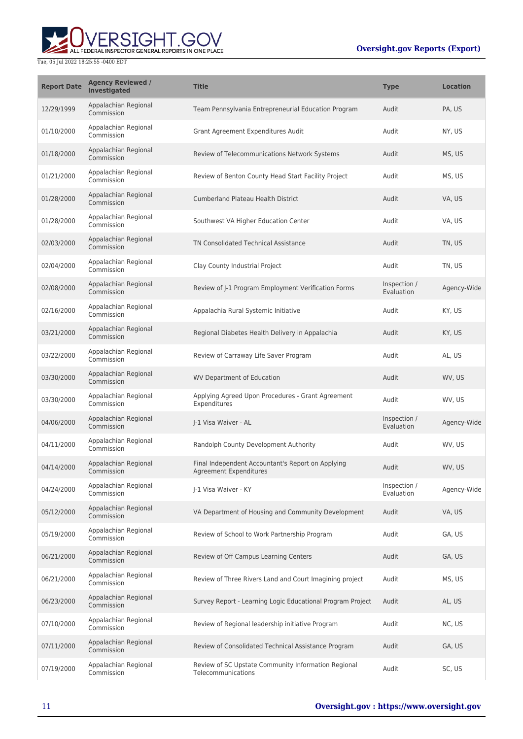| Report Date | Agency Reviewed / Investigated | Title | Type | Location |
| --- | --- | --- | --- | --- |
| 12/29/1999 | Appalachian Regional Commission | Team Pennsylvania Entrepreneurial Education Program | Audit | PA, US |
| 01/10/2000 | Appalachian Regional Commission | Grant Agreement Expenditures Audit | Audit | NY, US |
| 01/18/2000 | Appalachian Regional Commission | Review of Telecommunications Network Systems | Audit | MS, US |
| 01/21/2000 | Appalachian Regional Commission | Review of Benton County Head Start Facility Project | Audit | MS, US |
| 01/28/2000 | Appalachian Regional Commission | Cumberland Plateau Health District | Audit | VA, US |
| 01/28/2000 | Appalachian Regional Commission | Southwest VA Higher Education Center | Audit | VA, US |
| 02/03/2000 | Appalachian Regional Commission | TN Consolidated Technical Assistance | Audit | TN, US |
| 02/04/2000 | Appalachian Regional Commission | Clay County Industrial Project | Audit | TN, US |
| 02/08/2000 | Appalachian Regional Commission | Review of J-1 Program Employment Verification Forms | Inspection / Evaluation | Agency-Wide |
| 02/16/2000 | Appalachian Regional Commission | Appalachia Rural Systemic Initiative | Audit | KY, US |
| 03/21/2000 | Appalachian Regional Commission | Regional Diabetes Health Delivery in Appalachia | Audit | KY, US |
| 03/22/2000 | Appalachian Regional Commission | Review of Carraway Life Saver Program | Audit | AL, US |
| 03/30/2000 | Appalachian Regional Commission | WV Department of Education | Audit | WV, US |
| 03/30/2000 | Appalachian Regional Commission | Applying Agreed Upon Procedures - Grant Agreement Expenditures | Audit | WV, US |
| 04/06/2000 | Appalachian Regional Commission | J-1 Visa Waiver - AL | Inspection / Evaluation | Agency-Wide |
| 04/11/2000 | Appalachian Regional Commission | Randolph County Development Authority | Audit | WV, US |
| 04/14/2000 | Appalachian Regional Commission | Final Independent Accountant's Report on Applying Agreement Expenditures | Audit | WV, US |
| 04/24/2000 | Appalachian Regional Commission | J-1 Visa Waiver - KY | Inspection / Evaluation | Agency-Wide |
| 05/12/2000 | Appalachian Regional Commission | VA Department of Housing and Community Development | Audit | VA, US |
| 05/19/2000 | Appalachian Regional Commission | Review of School to Work Partnership Program | Audit | GA, US |
| 06/21/2000 | Appalachian Regional Commission | Review of Off Campus Learning Centers | Audit | GA, US |
| 06/21/2000 | Appalachian Regional Commission | Review of Three Rivers Land and Court Imagining project | Audit | MS, US |
| 06/23/2000 | Appalachian Regional Commission | Survey Report - Learning Logic Educational Program Project | Audit | AL, US |
| 07/10/2000 | Appalachian Regional Commission | Review of Regional leadership initiative Program | Audit | NC, US |
| 07/11/2000 | Appalachian Regional Commission | Review of Consolidated Technical Assistance Program | Audit | GA, US |
| 07/19/2000 | Appalachian Regional Commission | Review of SC Upstate Community Information Regional Telecommunications | Audit | SC, US |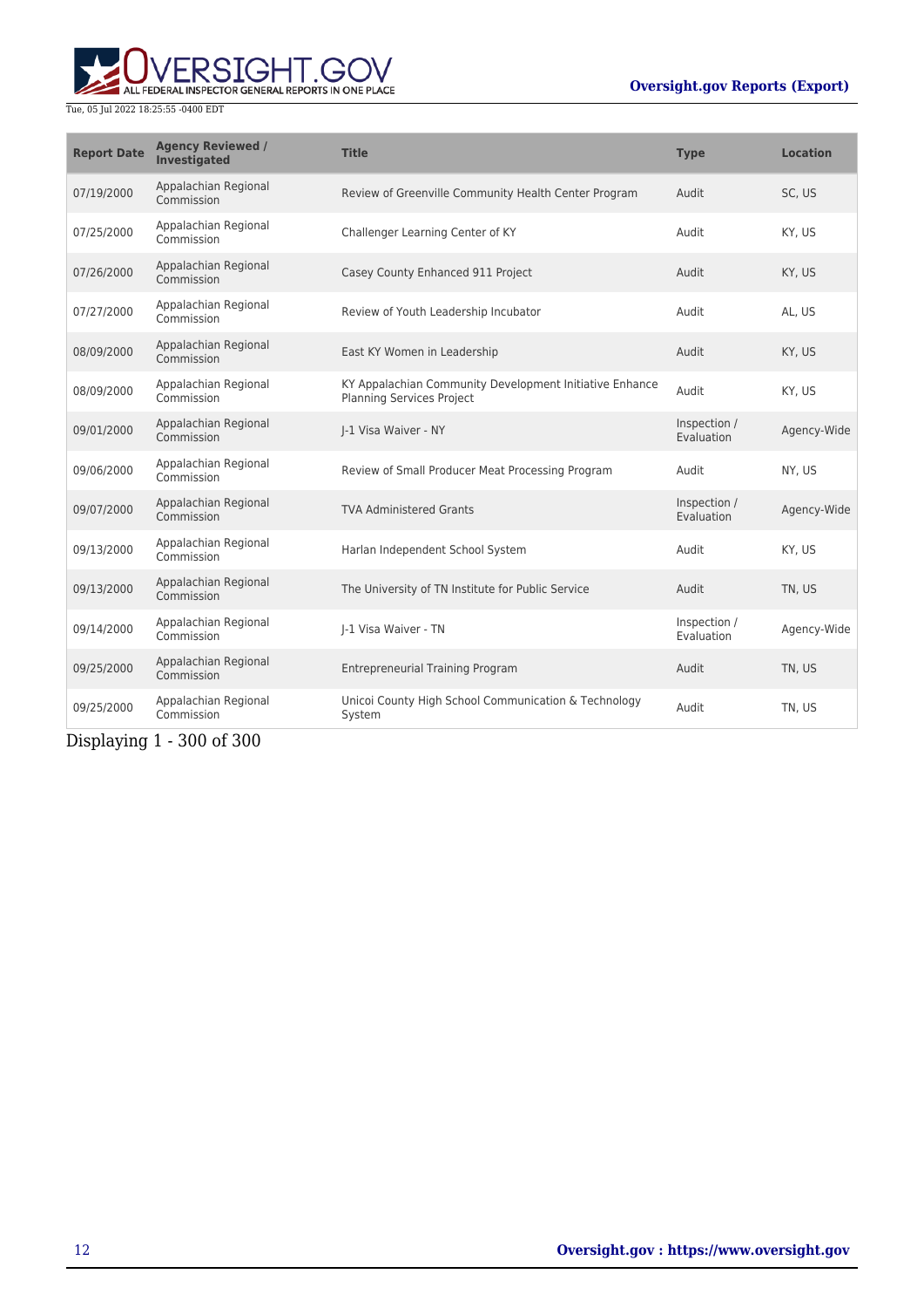| Report Date | Agency Reviewed / Investigated | Title | Type | Location |
| --- | --- | --- | --- | --- |
| 07/19/2000 | Appalachian Regional Commission | Review of Greenville Community Health Center Program | Audit | SC, US |
| 07/25/2000 | Appalachian Regional Commission | Challenger Learning Center of KY | Audit | KY, US |
| 07/26/2000 | Appalachian Regional Commission | Casey County Enhanced 911 Project | Audit | KY, US |
| 07/27/2000 | Appalachian Regional Commission | Review of Youth Leadership Incubator | Audit | AL, US |
| 08/09/2000 | Appalachian Regional Commission | East KY Women in Leadership | Audit | KY, US |
| 08/09/2000 | Appalachian Regional Commission | KY Appalachian Community Development Initiative Enhance Planning Services Project | Audit | KY, US |
| 09/01/2000 | Appalachian Regional Commission | J-1 Visa Waiver - NY | Inspection / Evaluation | Agency-Wide |
| 09/06/2000 | Appalachian Regional Commission | Review of Small Producer Meat Processing Program | Audit | NY, US |
| 09/07/2000 | Appalachian Regional Commission | TVA Administered Grants | Inspection / Evaluation | Agency-Wide |
| 09/13/2000 | Appalachian Regional Commission | Harlan Independent School System | Audit | KY, US |
| 09/13/2000 | Appalachian Regional Commission | The University of TN Institute for Public Service | Audit | TN, US |
| 09/14/2000 | Appalachian Regional Commission | J-1 Visa Waiver - TN | Inspection / Evaluation | Agency-Wide |
| 09/25/2000 | Appalachian Regional Commission | Entrepreneurial Training Program | Audit | TN, US |
| 09/25/2000 | Appalachian Regional Commission | Unicoi County High School Communication & Technology System | Audit | TN, US |

Displaying 1 - 300 of 300